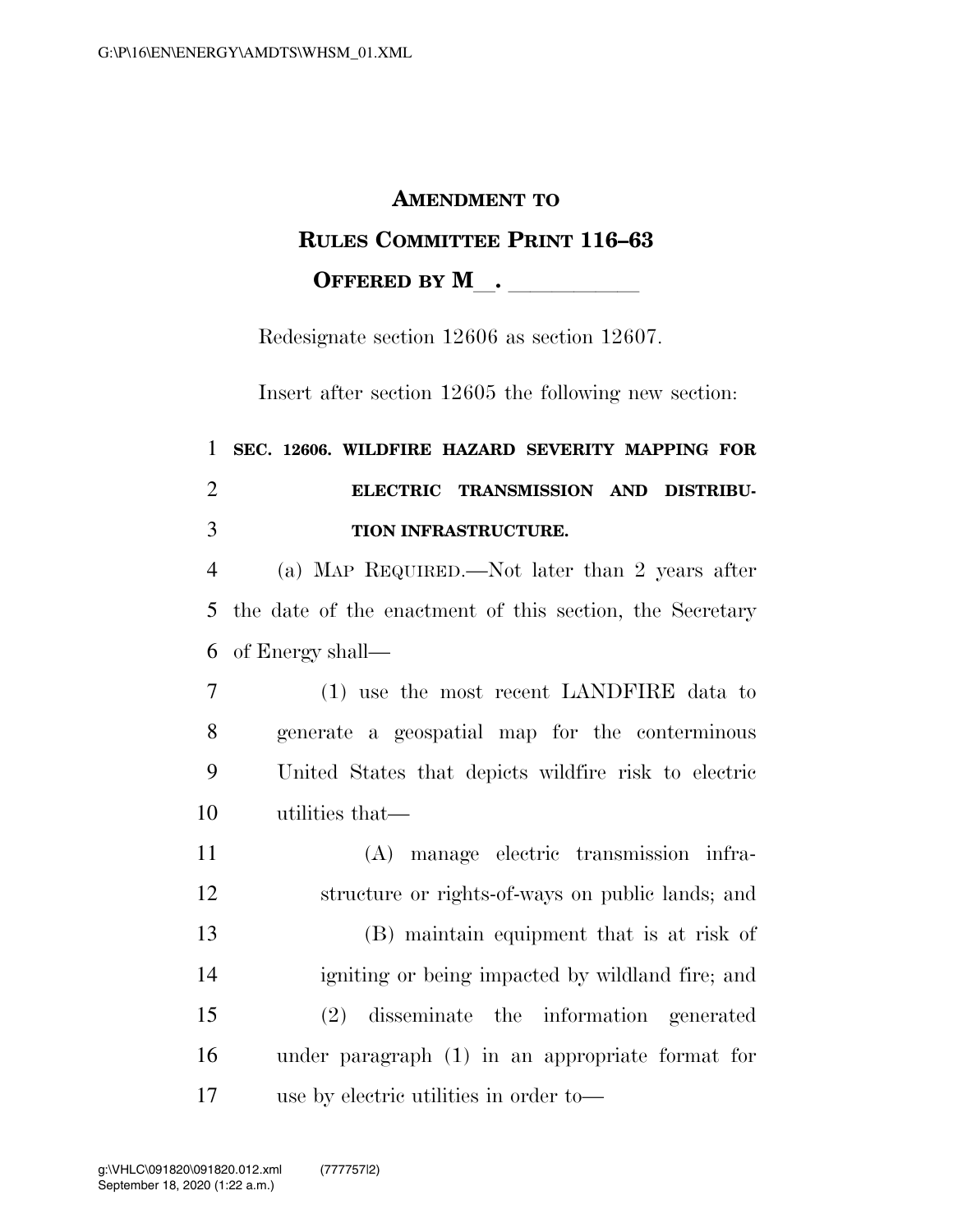# AMENDMENT TO RULES COMMITTEE PRINT 116–63

**OFFERED BY M\_\_. \_\_\_\_\_\_\_\_\_\_\_**

Redesignate section 12606 as section 12607.

Insert after section 12605 the following new section:

**SEC. 12606. WILDFIRE HAZARD SEVERITY MAPPING FOR ELECTRIC TRANSMISSION AND DISTRIBUTION INFRASTRUCTURE.**

(a) MAP REQUIRED.—Not later than 2 years after the date of the enactment of this section, the Secretary of Energy shall—

(1) use the most recent LANDFIRE data to generate a geospatial map for the conterminous United States that depicts wildfire risk to electric utilities that—

(A) manage electric transmission infrastructure or rights-of-ways on public lands; and

(B) maintain equipment that is at risk of igniting or being impacted by wildland fire; and

(2) disseminate the information generated under paragraph (1) in an appropriate format for use by electric utilities in order to—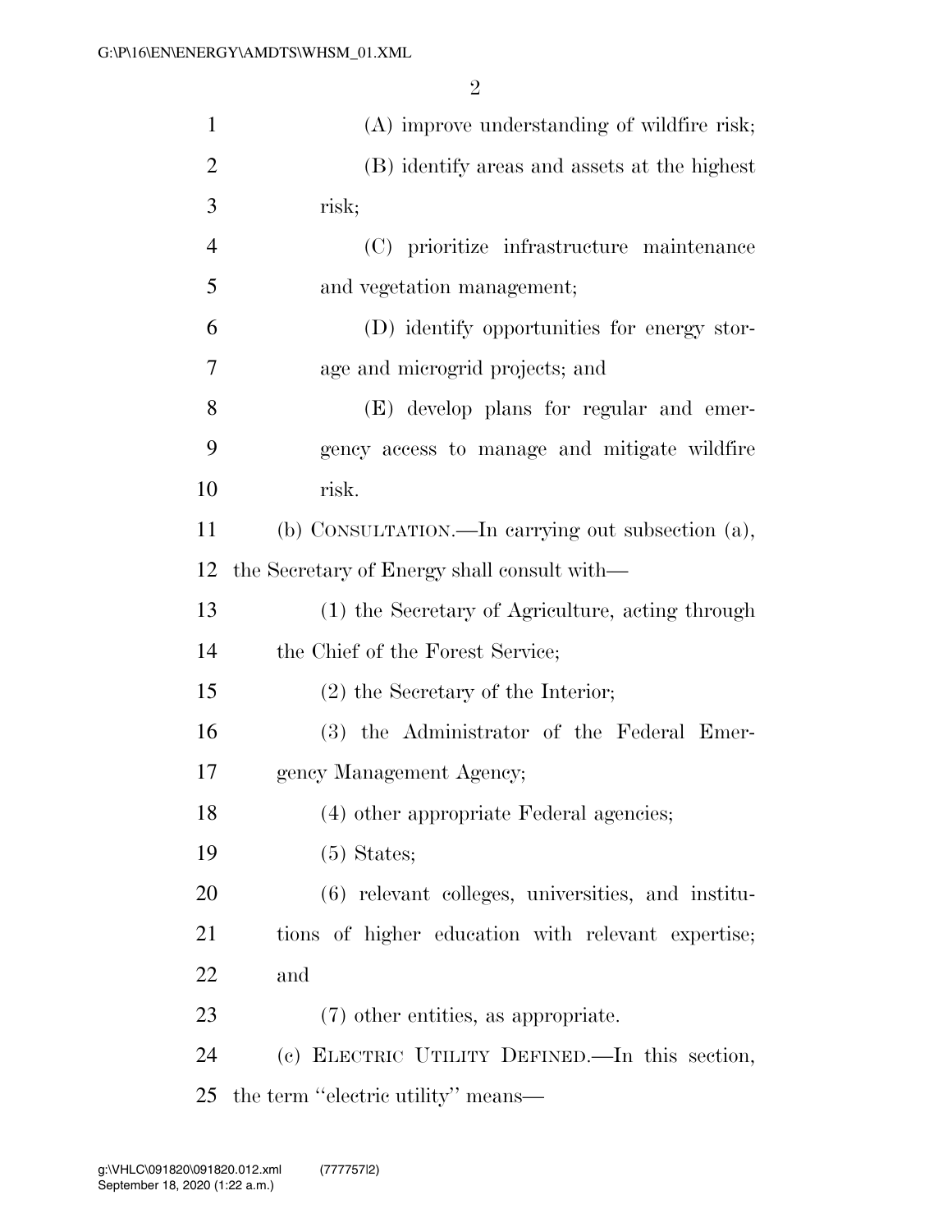(A) improve understanding of wildfire risk;

(B) identify areas and assets at the highest risk;

(C) prioritize infrastructure maintenance and vegetation management;

(D) identify opportunities for energy storage and microgrid projects; and

(E) develop plans for regular and emergency access to manage and mitigate wildfire risk.

(b) CONSULTATION.—In carrying out subsection (a), the Secretary of Energy shall consult with—

(1) the Secretary of Agriculture, acting through the Chief of the Forest Service;

(2) the Secretary of the Interior;

(3) the Administrator of the Federal Emergency Management Agency;

(4) other appropriate Federal agencies;

(5) States;

(6) relevant colleges, universities, and institutions of higher education with relevant expertise; and

(7) other entities, as appropriate.

(c) ELECTRIC UTILITY DEFINED.—In this section, the term ''electric utility'' means—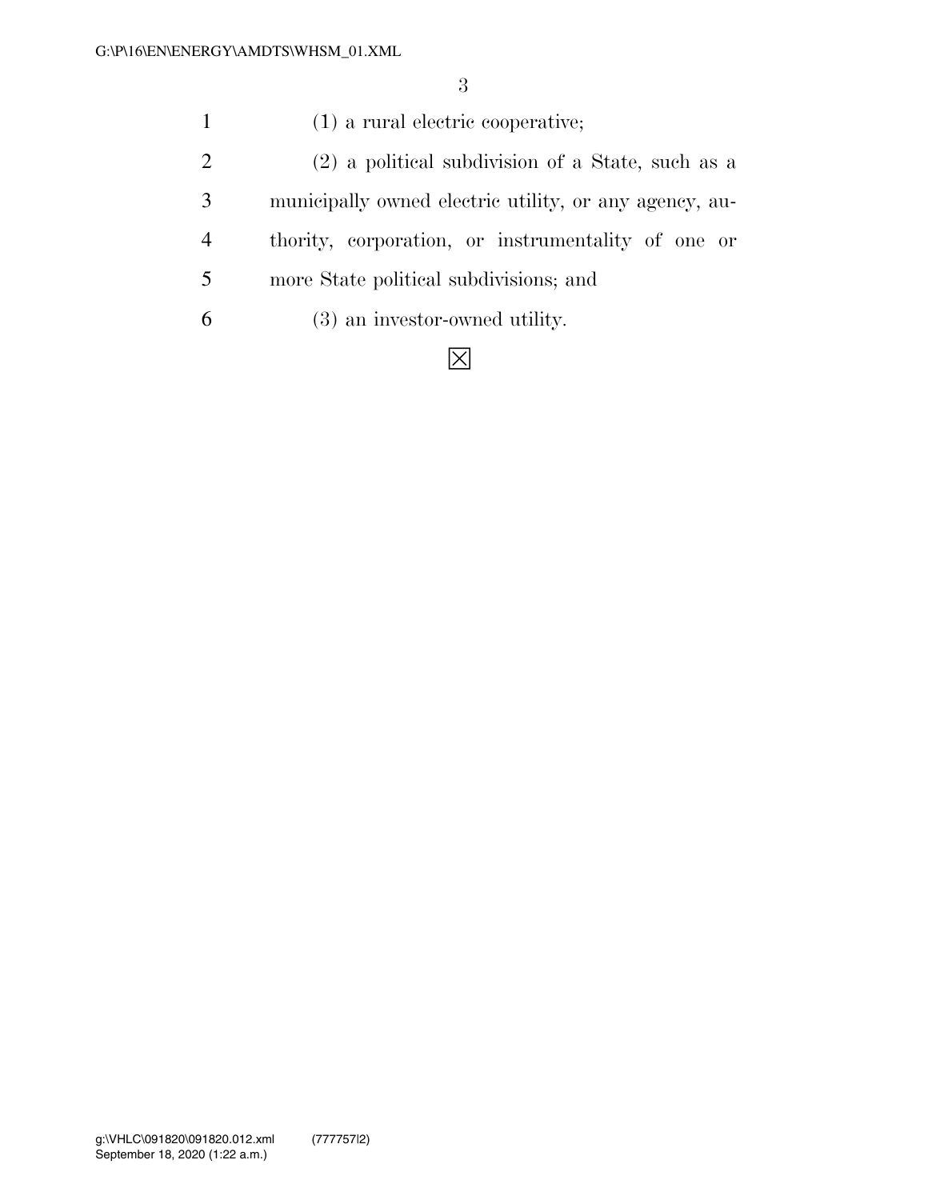(1) a rural electric cooperative;

(2) a political subdivision of a State, such as a municipally owned electric utility, or any agency, authority, corporation, or instrumentality of one or more State political subdivisions; and

(3) an investor-owned utility.

☒